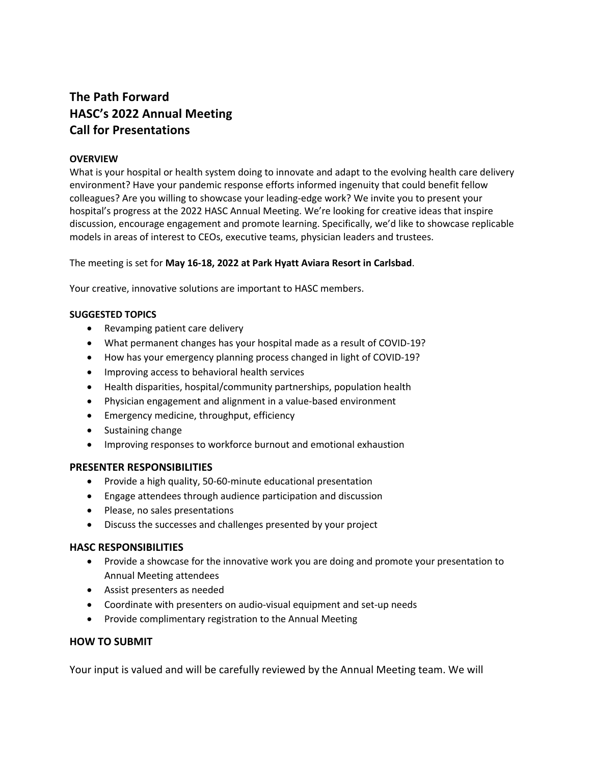# The Path Forward
# HASC's 2022 Annual Meeting
# Call for Presentations

**OVERVIEW**

What is your hospital or health system doing to innovate and adapt to the evolving health care delivery environment? Have your pandemic response efforts informed ingenuity that could benefit fellow colleagues? Are you willing to showcase your leading-edge work? We invite you to present your hospital's progress at the 2022 HASC Annual Meeting. We're looking for creative ideas that inspire discussion, encourage engagement and promote learning. Specifically, we'd like to showcase replicable models in areas of interest to CEOs, executive teams, physician leaders and trustees.

The meeting is set for **May 16-18, 2022 at Park Hyatt Aviara Resort in Carlsbad**.

Your creative, innovative solutions are important to HASC members.

**SUGGESTED TOPICS**

- Revamping patient care delivery
- What permanent changes has your hospital made as a result of COVID-19?
- How has your emergency planning process changed in light of COVID-19?
- Improving access to behavioral health services
- Health disparities, hospital/community partnerships, population health
- Physician engagement and alignment in a value-based environment
- Emergency medicine, throughput, efficiency
- Sustaining change
- Improving responses to workforce burnout and emotional exhaustion

## PRESENTER RESPONSIBILITIES

- Provide a high quality, 50-60-minute educational presentation
- Engage attendees through audience participation and discussion
- Please, no sales presentations
- Discuss the successes and challenges presented by your project

## HASC RESPONSIBILITIES

- Provide a showcase for the innovative work you are doing and promote your presentation to Annual Meeting attendees
- Assist presenters as needed
- Coordinate with presenters on audio-visual equipment and set-up needs
- Provide complimentary registration to the Annual Meeting

## HOW TO SUBMIT

Your input is valued and will be carefully reviewed by the Annual Meeting team. We will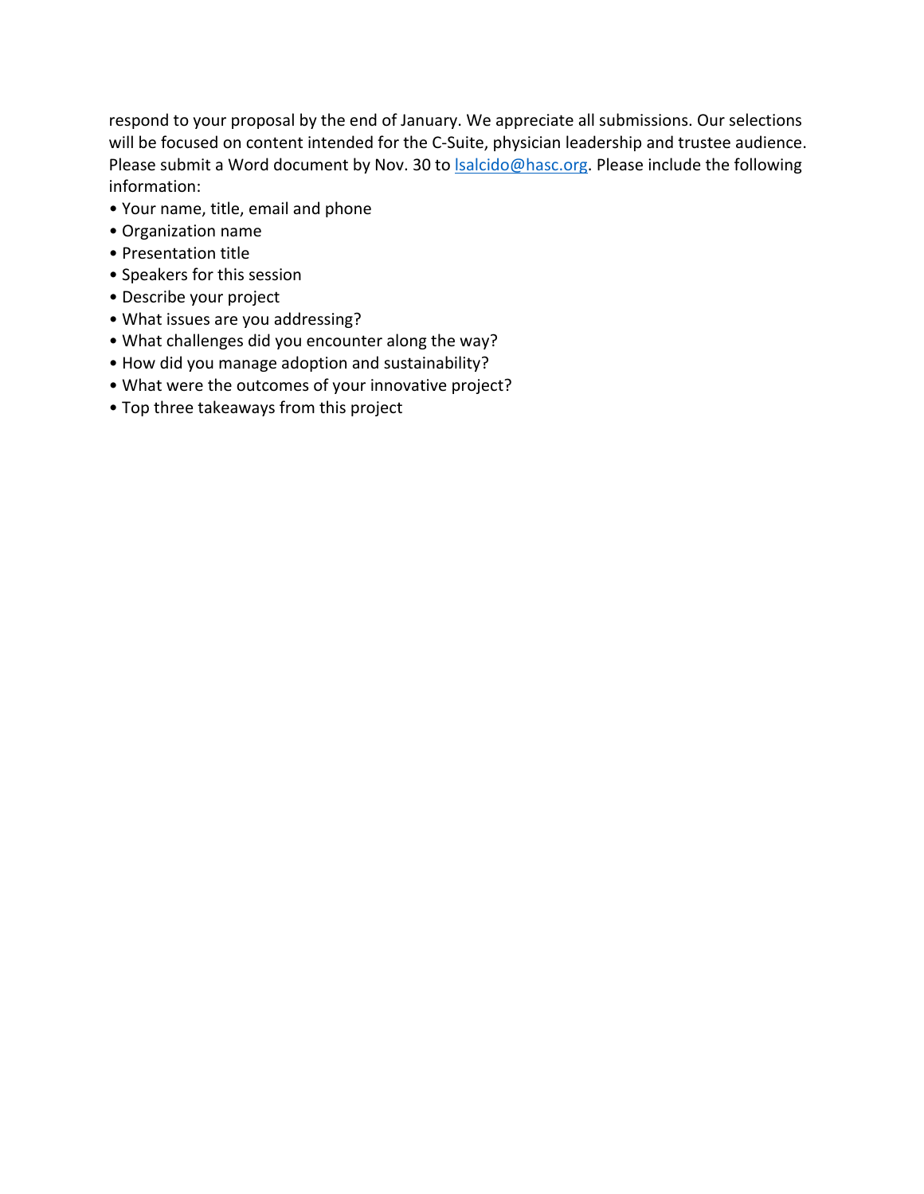respond to your proposal by the end of January. We appreciate all submissions. Our selections will be focused on content intended for the C-Suite, physician leadership and trustee audience. Please submit a Word document by Nov. 30 to lsalcido@hasc.org. Please include the following information:

- Your name, title, email and phone
- Organization name
- Presentation title
- Speakers for this session
- Describe your project
- What issues are you addressing?
- What challenges did you encounter along the way?
- How did you manage adoption and sustainability?
- What were the outcomes of your innovative project?
- Top three takeaways from this project